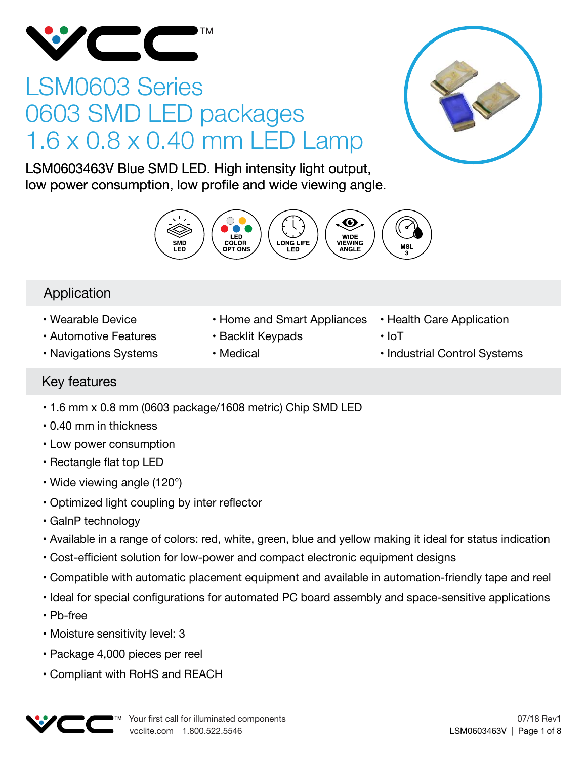# LSM0603 Series
# 0603 SMD LED packages
# 1.6 x 0.8 x 0.40 mm LED Lamp

LSM0603463V Blue SMD LED. High intensity light output, low power consumption, low profile and wide viewing angle.

SMD LED | LED COLOR OPTIONS | LONG LIFE LED | WIDE VIEWING ANGLE | MSL 3

## Application

- Wearable Device
- Automotive Features
- Navigations Systems
- Home and Smart Appliances
- Backlit Keypads
- Medical
- Health Care Application
- IoT
- Industrial Control Systems

## Key features

- 1.6 mm x 0.8 mm (0603 package/1608 metric) Chip SMD LED
- 0.40 mm in thickness
- Low power consumption
- Rectangle flat top LED
- Wide viewing angle (120°)
- Optimized light coupling by inter reflector
- GaInP technology
- Available in a range of colors: red, white, green, blue and yellow making it ideal for status indication
- Cost-efficient solution for low-power and compact electronic equipment designs
- Compatible with automatic placement equipment and available in automation-friendly tape and reel
- Ideal for special configurations for automated PC board assembly and space-sensitive applications
- Pb-free
- Moisture sensitivity level: 3
- Package 4,000 pieces per reel
- Compliant with RoHS and REACH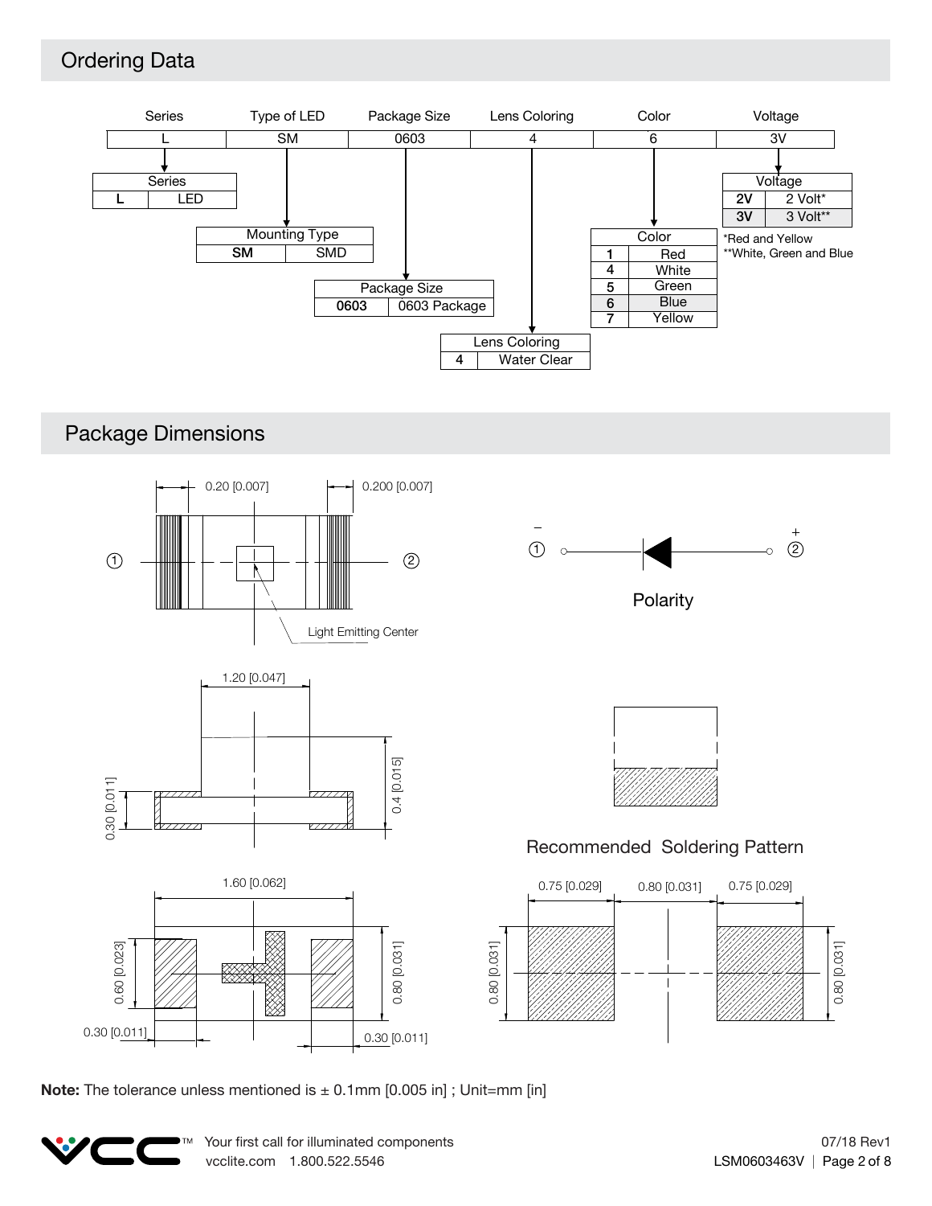## Ordering Data

| Series | Type of LED | Package Size | Lens Coloring | Color | Voltage |
|---|---|---|---|---|---|
| L | SM | 0603 | 4 | 6 | 3V |

| Series | |
|---|---|
| **L** | LED |

| Mounting Type | |
|---|---|
| **SM** | SMD |

| Package Size | |
|---|---|
| **0603** | 0603 Package |

| Lens Coloring | |
|---|---|
| **4** | Water Clear |

| Color | |
|---|---|
| **1** | Red |
| **4** | White |
| **5** | Green |
| **6** | Blue |
| **7** | Yellow |

| Voltage | |
|---|---|
| **2V** | 2 Volt* |
| **3V** | 3 Volt** |

*Red and Yellow
**White, Green and Blue

## Package Dimensions

0.20 [0.007]
0.200 [0.007]
Light Emitting Center

1.20 [0.047]
0.30 [0.011]
0.4 [0.015]

1.60 [0.062]
0.60 [0.023]
0.80 [0.031]
0.30 [0.011]
0.30 [0.011]

Polarity

Recommended Soldering Pattern

0.75 [0.029] 0.80 [0.031] 0.75 [0.029]
0.80 [0.031] 0.80 [0.031]

**Note:** The tolerance unless mentioned is ± 0.1mm [0.005 in] ; Unit=mm [in]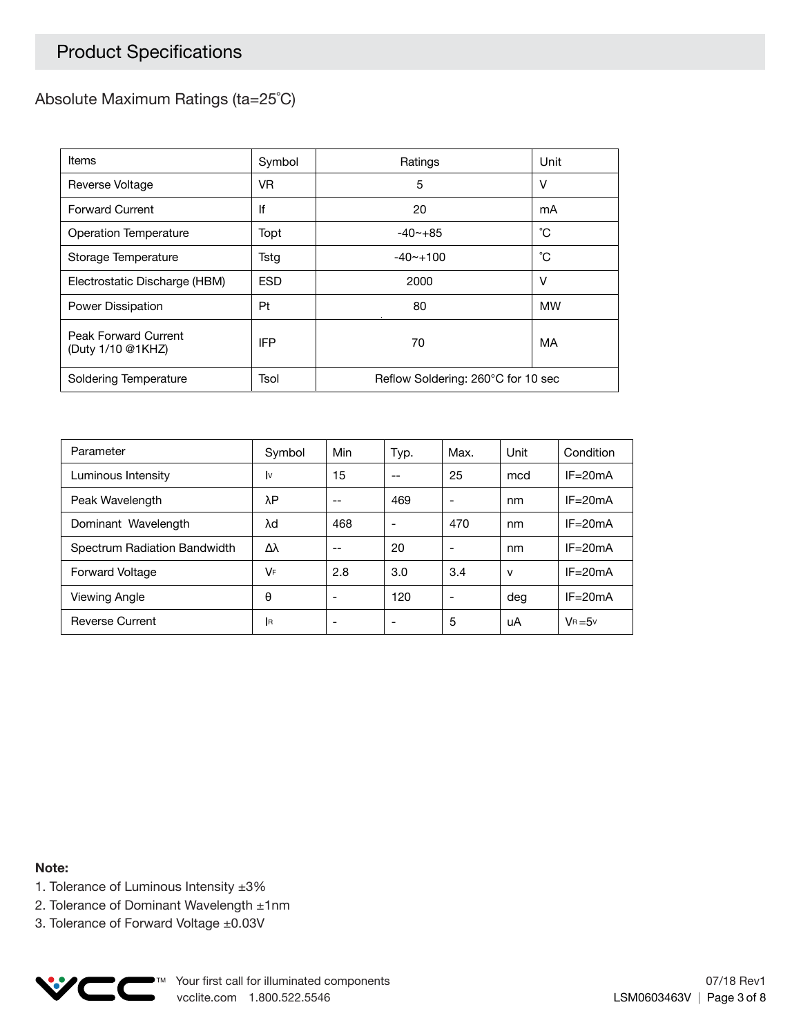## Product Specifications

### Absolute Maximum Ratings (ta=25˚C)

| Items | Symbol | Ratings | Unit |
|---|---|---|---|
| Reverse Voltage | VR | 5 | V |
| Forward Current | If | 20 | mA |
| Operation Temperature | Topt | -40~+85 | ˚C |
| Storage Temperature | Tstg | -40~+100 | ˚C |
| Electrostatic Discharge (HBM) | ESD | 2000 | V |
| Power Dissipation | Pt | 80 | MW |
| Peak Forward Current (Duty 1/10 @1KHZ) | IFP | 70 | MA |
| Soldering Temperature | Tsol | Reflow Soldering: 260°C for 10 sec | |

| Parameter | Symbol | Min | Typ. | Max. | Unit | Condition |
|---|---|---|---|---|---|---|
| Luminous Intensity | $I_V$ | 15 | -- | 25 | mcd | IF=20mA |
| Peak Wavelength | λP | -- | 469 | - | nm | IF=20mA |
| Dominant Wavelength | λd | 468 | - | 470 | nm | IF=20mA |
| Spectrum Radiation Bandwidth | Δλ | -- | 20 | - | nm | IF=20mA |
| Forward Voltage | $V_F$ | 2.8 | 3.0 | 3.4 | v | IF=20mA |
| Viewing Angle | θ | - | 120 | - | deg | IF=20mA |
| Reverse Current | $I_R$ | - | - | 5 | uA | $V_R$=5v |

**Note:**

1. Tolerance of Luminous Intensity ±3%
2. Tolerance of Dominant Wavelength ±1nm
3. Tolerance of Forward Voltage ±0.03V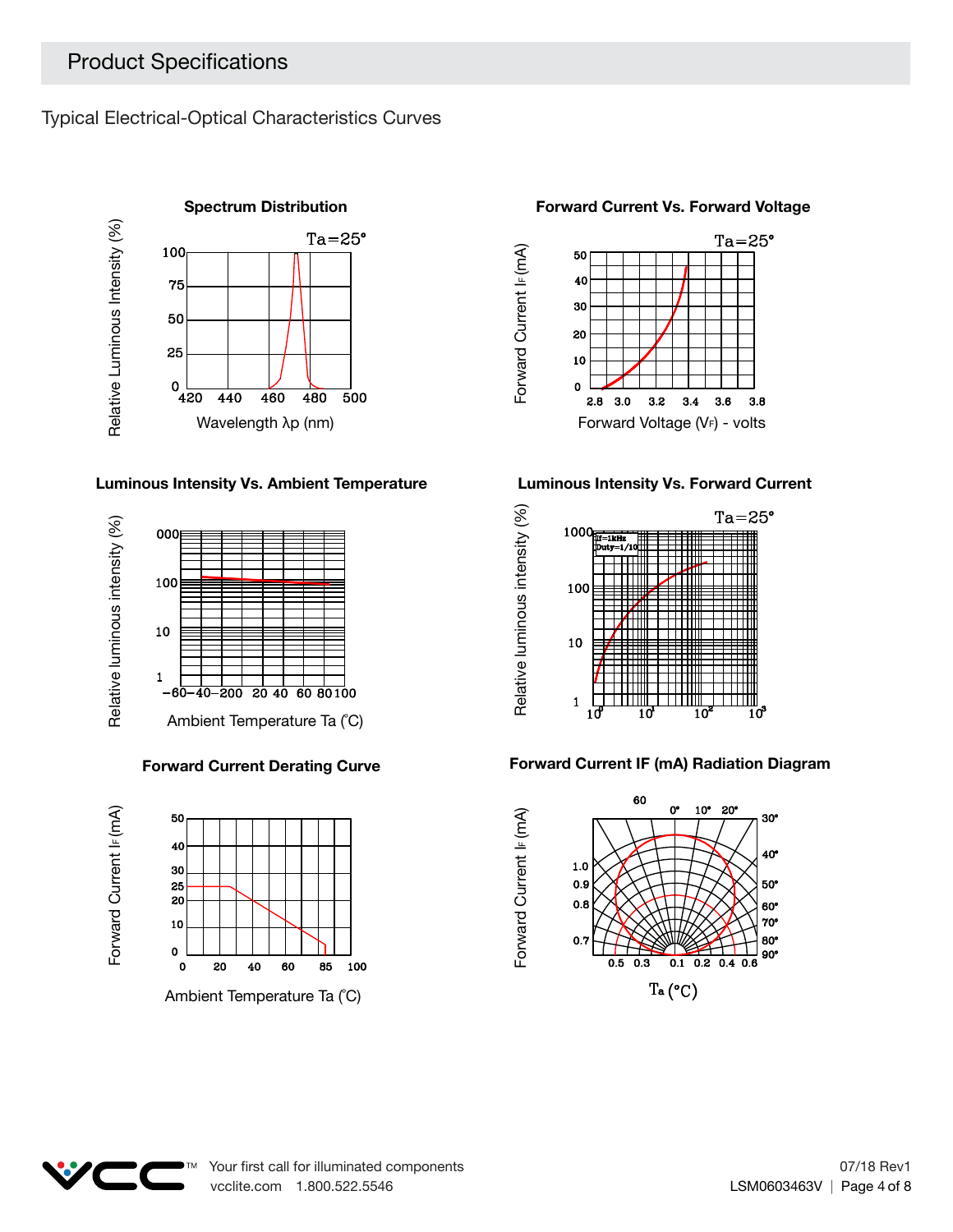## Product Specifications

Typical Electrical-Optical Characteristics Curves

**Spectrum Distribution**

Ta=25°

Relative Luminous Intensity (%)

100
75
50
25
0

420 440 460 480 500

Wavelength λp (nm)

**Forward Current Vs. Forward Voltage**

Ta=25°

Forward Current $I_F$ (mA)

50
40
30
20
10
0

2.8 3.0 3.2 3.4 3.6 3.8

Forward Voltage ($V_F$) - volts

**Luminous Intensity Vs. Ambient Temperature**

Relative luminous intensity (%)

000
100
10
1

−60 −40 −20 0 20 40 60 80 100

Ambient Temperature Ta (˚C)

**Luminous Intensity Vs. Forward Current**

Ta=25°

Relative luminous intensity (%)

If=1kHz
Duty=1/10

1000
100
10
1

$10^0$ $10^1$ $10^2$ $10^3$

**Forward Current Derating Curve**

Forward Current $I_F$ (mA)

50
40
30
25
20
10
0

0 20 40 60 85 100

Ambient Temperature Ta (˚C)

**Forward Current IF (mA) Radiation Diagram**

Forward Current $I_F$ (mA)

60 0° 10° 20° 30° 40° 50° 60° 70° 80° 90°

1.0
0.9
0.8
0.7

0.5 0.3 0.1 0.2 0.4 0.6

Ta (°C)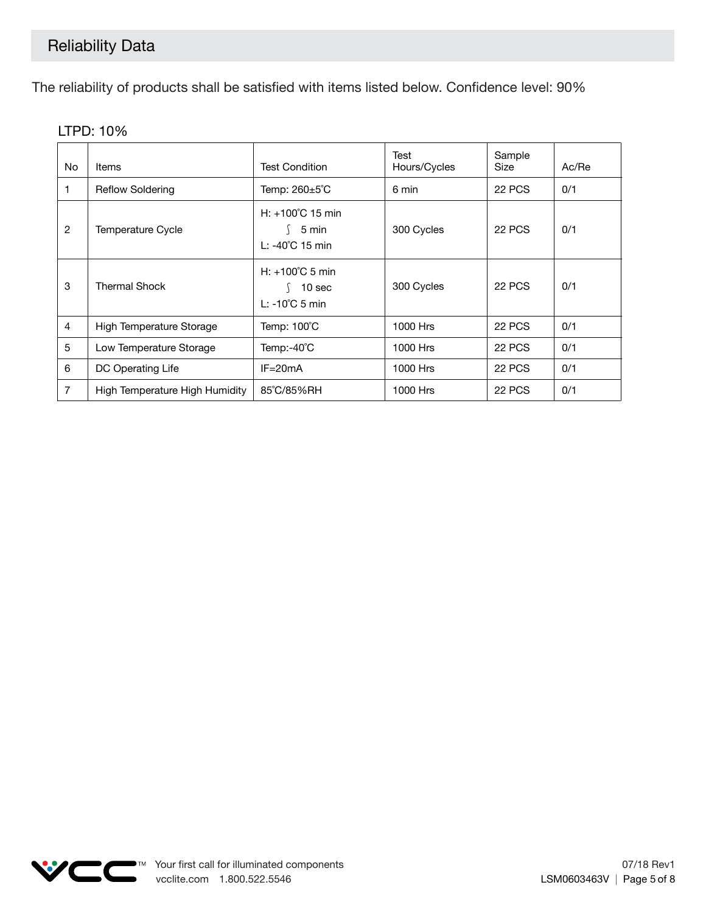## Reliability Data

The reliability of products shall be satisfied with items listed below. Confidence level: 90%

LTPD: 10%

| No | Items | Test Condition | Test Hours/Cycles | Sample Size | Ac/Re |
|---|---|---|---|---|---|
| 1 | Reflow Soldering | Temp: 260±5˚C | 6 min | 22 PCS | 0/1 |
| 2 | Temperature Cycle | H: +100˚C 15 min ∫ 5 min L: -40˚C 15 min | 300 Cycles | 22 PCS | 0/1 |
| 3 | Thermal Shock | H: +100˚C 5 min ∫ 10 sec L: -10˚C 5 min | 300 Cycles | 22 PCS | 0/1 |
| 4 | High Temperature Storage | Temp: 100˚C | 1000 Hrs | 22 PCS | 0/1 |
| 5 | Low Temperature Storage | Temp:-40˚C | 1000 Hrs | 22 PCS | 0/1 |
| 6 | DC Operating Life | IF=20mA | 1000 Hrs | 22 PCS | 0/1 |
| 7 | High Temperature High Humidity | 85˚C/85%RH | 1000 Hrs | 22 PCS | 0/1 |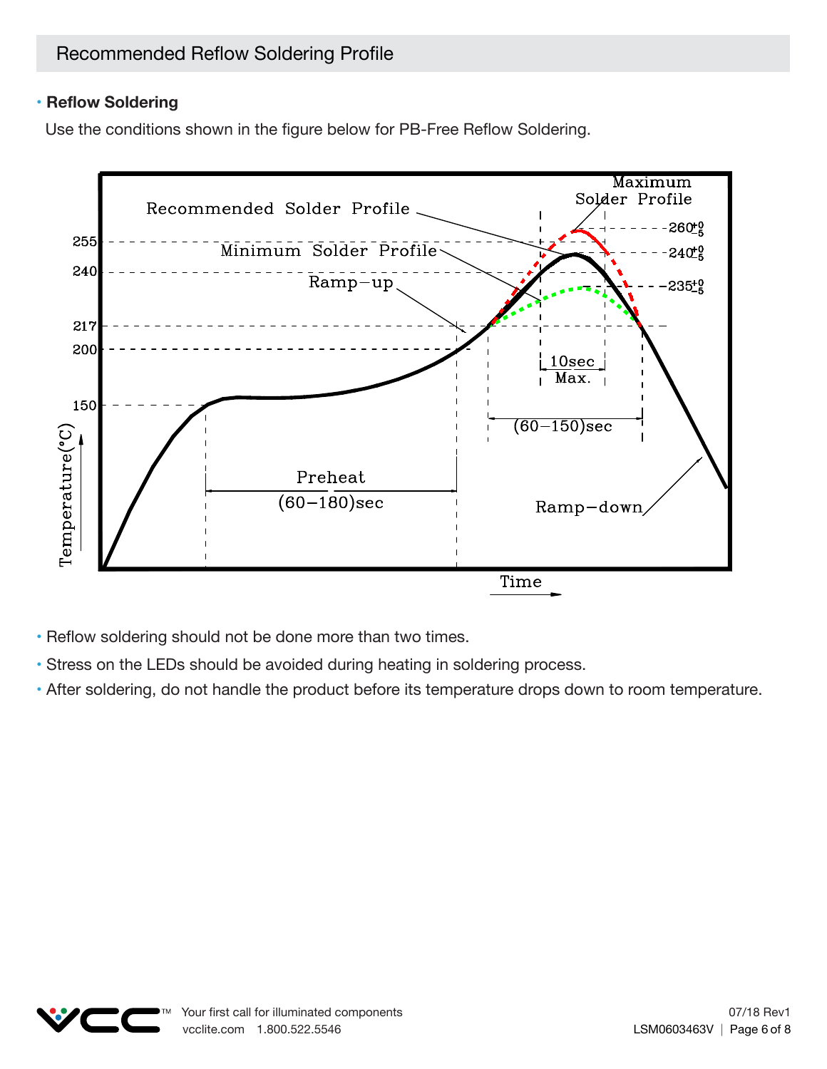# Recommended Reflow Soldering Profile

- **Reflow Soldering**

Use the conditions shown in the figure below for PB-Free Reflow Soldering.

- Reflow soldering should not be done more than two times.
- Stress on the LEDs should be avoided during heating in soldering process.
- After soldering, do not handle the product before its temperature drops down to room temperature.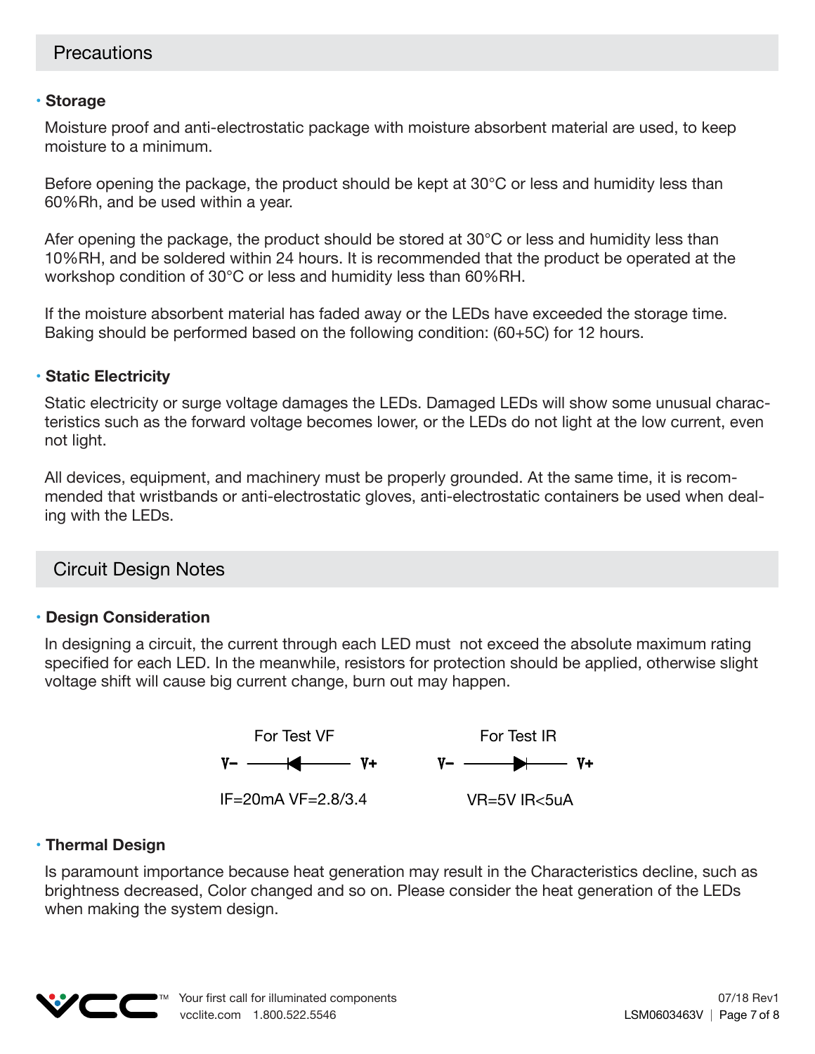## Precautions

### Storage

Moisture proof and anti-electrostatic package with moisture absorbent material are used, to keep moisture to a minimum.

Before opening the package, the product should be kept at 30°C or less and humidity less than 60%Rh, and be used within a year.

Afer opening the package, the product should be stored at 30°C or less and humidity less than 10%RH, and be soldered within 24 hours. It is recommended that the product be operated at the workshop condition of 30°C or less and humidity less than 60%RH.

If the moisture absorbent material has faded away or the LEDs have exceeded the storage time. Baking should be performed based on the following condition: (60+5C) for 12 hours.

### Static Electricity

Static electricity or surge voltage damages the LEDs. Damaged LEDs will show some unusual characteristics such as the forward voltage becomes lower, or the LEDs do not light at the low current, even not light.

All devices, equipment, and machinery must be properly grounded. At the same time, it is recommended that wristbands or anti-electrostatic gloves, anti-electrostatic containers be used when dealing with the LEDs.

## Circuit Design Notes

### Design Consideration

In designing a circuit, the current through each LED must not exceed the absolute maximum rating specified for each LED. In the meanwhile, resistors for protection should be applied, otherwise slight voltage shift will cause big current change, burn out may happen.

For Test VF

V− ——◀—— V+

IF=20mA VF=2.8/3.4

For Test IR

V− ——▶—— V+

VR=5V IR<5uA

### Thermal Design

Is paramount importance because heat generation may result in the Characteristics decline, such as brightness decreased, Color changed and so on. Please consider the heat generation of the LEDs when making the system design.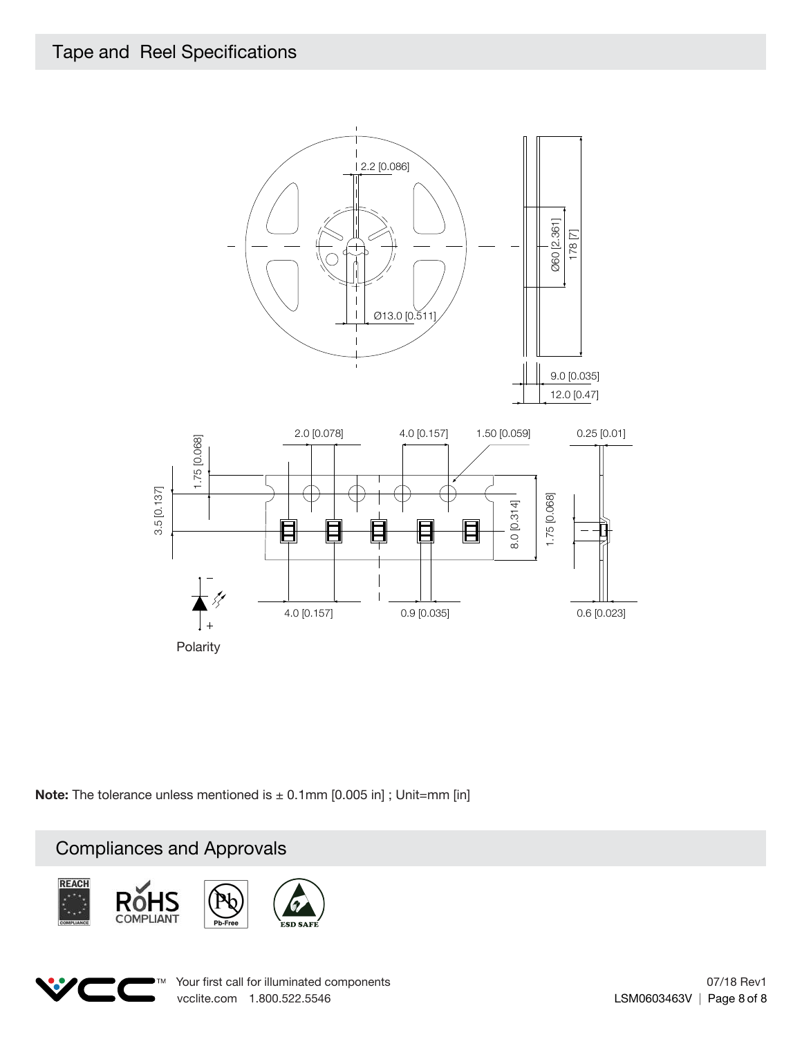## Tape and Reel Specifications

2.2 [0.086]

Ø60 [2.361]

178 [7]

Ø13.0 [0.511]

9.0 [0.035]

12.0 [0.47]

2.0 [0.078]

4.0 [0.157]

1.50 [0.059]

0.25 [0.01]

1.75 [0.068]

3.5 [0.137]

8.0 [0.314]

1.75 [0.068]

4.0 [0.157]

0.9 [0.035]

0.6 [0.023]

Polarity

**Note:** The tolerance unless mentioned is ± 0.1mm [0.005 in] ; Unit=mm [in]

## Compliances and Approvals

REACH COMPLIANCE

RoHS COMPLIANT

Pb-Free

ESD SAFE

Your first call for illuminated components
vcclite.com 1.800.522.5546

07/18 Rev1
LSM0603463V